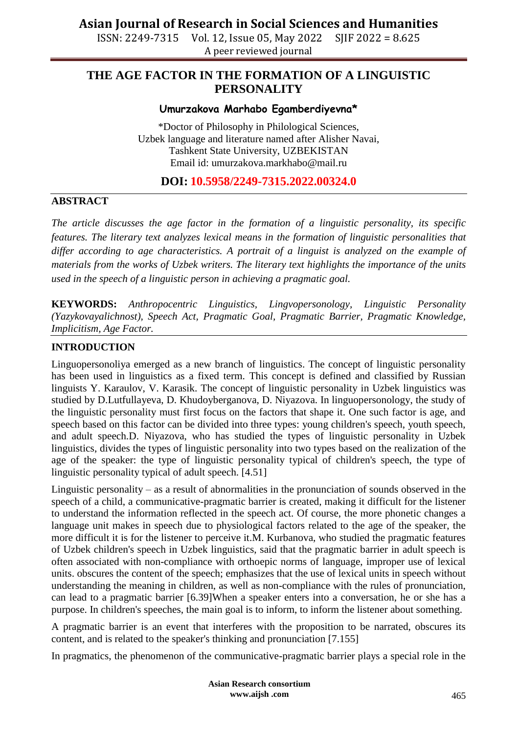# THE AGE FACTOR IN THE FORMATION OF A LINGUISTIC PERSONALITY

**Umurzakova Marhabo Egamberdiyevna***

*Doctor of Philosophy in Philological Sciences,
Uzbek language and literature named after Alisher Navai,
Tashkent State University, UZBEKISTAN
Email id: umurzakova.markhabo@mail.ru

**DOI: 10.5958/2249-7315.2022.00324.0**

## ABSTRACT

*The article discusses the age factor in the formation of a linguistic personality, its specific features. The literary text analyzes lexical means in the formation of linguistic personalities that differ according to age characteristics. A portrait of a linguist is analyzed on the example of materials from the works of Uzbek writers. The literary text highlights the importance of the units used in the speech of a linguistic person in achieving a pragmatic goal.*

**KEYWORDS:** *Anthropocentric Linguistics, Lingvopersonology, Linguistic Personality (Yazykovayalichnost), Speech Act, Pragmatic Goal, Pragmatic Barrier, Pragmatic Knowledge, Implicitism, Age Factor.*

## INTRODUCTION

Linguopersonoliya emerged as a new branch of linguistics. The concept of linguistic personality has been used in linguistics as a fixed term. This concept is defined and classified by Russian linguists Y. Karaulov, V. Karasik. The concept of linguistic personality in Uzbek linguistics was studied by D.Lutfullayeva, D. Khudoyberganova, D. Niyazova. In linguopersonology, the study of the linguistic personality must first focus on the factors that shape it. One such factor is age, and speech based on this factor can be divided into three types: young children's speech, youth speech, and adult speech.D. Niyazova, who has studied the types of linguistic personality in Uzbek linguistics, divides the types of linguistic personality into two types based on the realization of the age of the speaker: the type of linguistic personality typical of children's speech, the type of linguistic personality typical of adult speech. [4.51]

Linguistic personality – as a result of abnormalities in the pronunciation of sounds observed in the speech of a child, a communicative-pragmatic barrier is created, making it difficult for the listener to understand the information reflected in the speech act. Of course, the more phonetic changes a language unit makes in speech due to physiological factors related to the age of the speaker, the more difficult it is for the listener to perceive it.M. Kurbanova, who studied the pragmatic features of Uzbek children's speech in Uzbek linguistics, said that the pragmatic barrier in adult speech is often associated with non-compliance with orthoepic norms of language, improper use of lexical units. obscures the content of the speech; emphasizes that the use of lexical units in speech without understanding the meaning in children, as well as non-compliance with the rules of pronunciation, can lead to a pragmatic barrier [6.39]When a speaker enters into a conversation, he or she has a purpose. In children's speeches, the main goal is to inform, to inform the listener about something.

A pragmatic barrier is an event that interferes with the proposition to be narrated, obscures its content, and is related to the speaker's thinking and pronunciation [7.155]

In pragmatics, the phenomenon of the communicative-pragmatic barrier plays a special role in the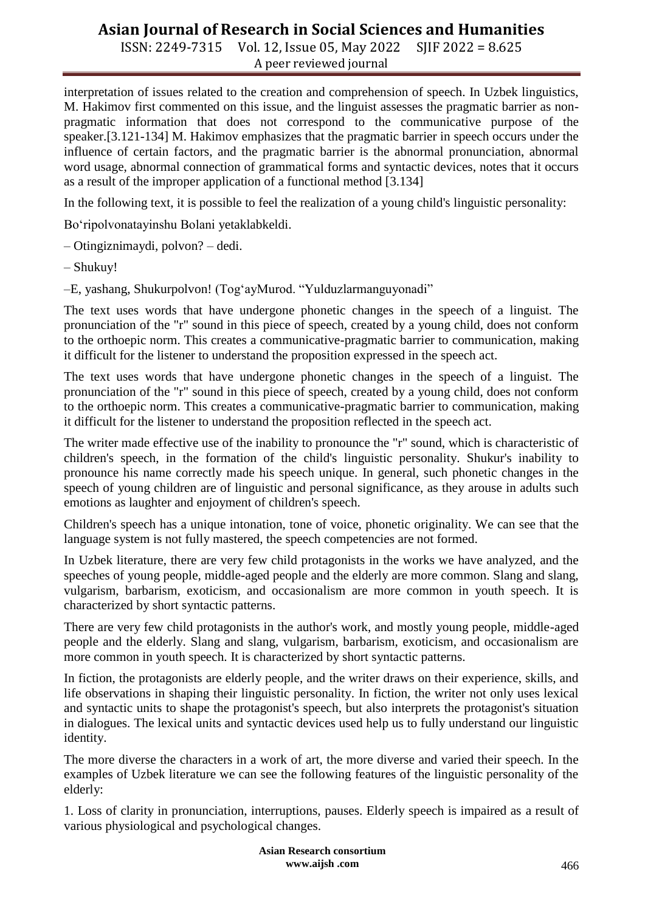interpretation of issues related to the creation and comprehension of speech. In Uzbek linguistics, M. Hakimov first commented on this issue, and the linguist assesses the pragmatic barrier as non-pragmatic information that does not correspond to the communicative purpose of the speaker.[3.121-134] M. Hakimov emphasizes that the pragmatic barrier in speech occurs under the influence of certain factors, and the pragmatic barrier is the abnormal pronunciation, abnormal word usage, abnormal connection of grammatical forms and syntactic devices, notes that it occurs as a result of the improper application of a functional method [3.134]

In the following text, it is possible to feel the realization of a young child's linguistic personality:

Bo'ripolvonatayinshu Bolani yetaklabkeldi.

– Otingiznimaydi, polvon? – dedi.

– Shukuy!

–E, yashang, Shukurpolvon! (Tog'ayMurod. "Yulduzlarmanguyonadi"

The text uses words that have undergone phonetic changes in the speech of a linguist. The pronunciation of the "r" sound in this piece of speech, created by a young child, does not conform to the orthoepic norm. This creates a communicative-pragmatic barrier to communication, making it difficult for the listener to understand the proposition expressed in the speech act.

The text uses words that have undergone phonetic changes in the speech of a linguist. The pronunciation of the "r" sound in this piece of speech, created by a young child, does not conform to the orthoepic norm. This creates a communicative-pragmatic barrier to communication, making it difficult for the listener to understand the proposition reflected in the speech act.

The writer made effective use of the inability to pronounce the "r" sound, which is characteristic of children's speech, in the formation of the child's linguistic personality. Shukur's inability to pronounce his name correctly made his speech unique. In general, such phonetic changes in the speech of young children are of linguistic and personal significance, as they arouse in adults such emotions as laughter and enjoyment of children's speech.

Children's speech has a unique intonation, tone of voice, phonetic originality. We can see that the language system is not fully mastered, the speech competencies are not formed.

In Uzbek literature, there are very few child protagonists in the works we have analyzed, and the speeches of young people, middle-aged people and the elderly are more common. Slang and slang, vulgarism, barbarism, exoticism, and occasionalism are more common in youth speech. It is characterized by short syntactic patterns.

There are very few child protagonists in the author's work, and mostly young people, middle-aged people and the elderly. Slang and slang, vulgarism, barbarism, exoticism, and occasionalism are more common in youth speech. It is characterized by short syntactic patterns.

In fiction, the protagonists are elderly people, and the writer draws on their experience, skills, and life observations in shaping their linguistic personality. In fiction, the writer not only uses lexical and syntactic units to shape the protagonist's speech, but also interprets the protagonist's situation in dialogues. The lexical units and syntactic devices used help us to fully understand our linguistic identity.

The more diverse the characters in a work of art, the more diverse and varied their speech. In the examples of Uzbek literature we can see the following features of the linguistic personality of the elderly:

1. Loss of clarity in pronunciation, interruptions, pauses. Elderly speech is impaired as a result of various physiological and psychological changes.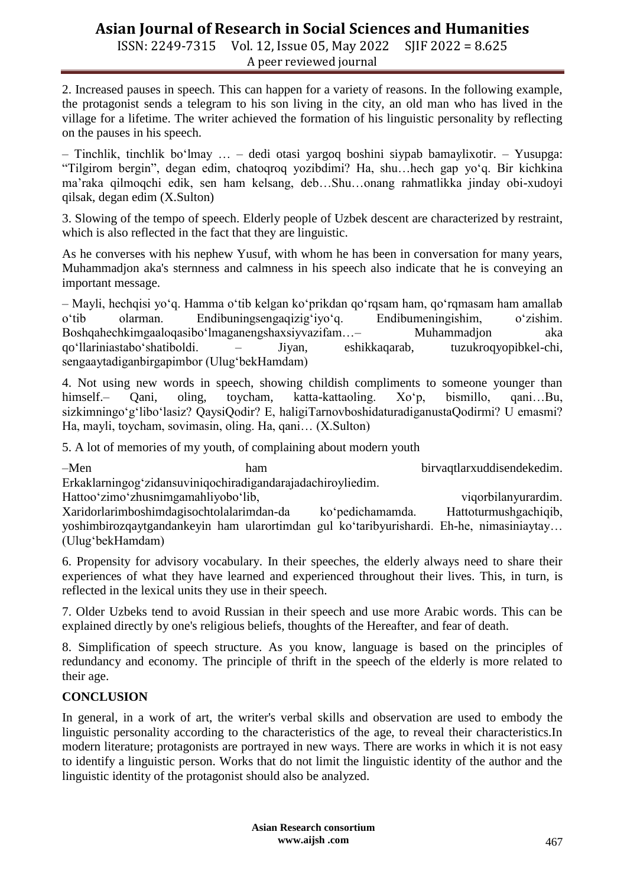2. Increased pauses in speech. This can happen for a variety of reasons. In the following example, the protagonist sends a telegram to his son living in the city, an old man who has lived in the village for a lifetime. The writer achieved the formation of his linguistic personality by reflecting on the pauses in his speech.

– Tinchlik, tinchlik bo'lmay … – dedi otasi yargoq boshini siypab bamaylixotir. – Yusupga: "Tilgirom bergin", degan edim, chatoqroq yozibdimi? Ha, shu…hech gap yo'q. Bir kichkina ma'raka qilmoqchi edik, sen ham kelsang, deb…Shu…onang rahmatlikka jinday obi-xudoyi qilsak, degan edim (X.Sulton)

3. Slowing of the tempo of speech. Elderly people of Uzbek descent are characterized by restraint, which is also reflected in the fact that they are linguistic.

As he converses with his nephew Yusuf, with whom he has been in conversation for many years, Muhammadjon aka's sternness and calmness in his speech also indicate that he is conveying an important message.

– Mayli, hechqisi yo'q. Hamma o'tib kelgan ko'prikdan qo'rqsam ham, qo'rqmasam ham amallab o'tib olarman. Endibuningsengaqizig'iyo'q. Endibumeningishim, o'zishim. Boshqahechkimgaaloqasibo'lmaganengshaxsiyvazifam…– Muhammadjon aka qo'llariniastabo'shatiboldi. – Jiyan, eshikkaqarab, tuzukroqyopibkel-chi, sengaaytadiganbirgapimbor (Ulug'bekHamdam)

4. Not using new words in speech, showing childish compliments to someone younger than himself.– Qani, oling, toycham, katta-kattaoling. Xo'p, bismillo, qani…Bu, sizkimningo'g'libo'lasiz? QaysiQodir? E, haligiTarnovboshidaturadiganustaQodirmi? U emasmi? Ha, mayli, toycham, sovimasin, oling. Ha, qani… (X.Sulton)

5. A lot of memories of my youth, of complaining about modern youth

–Men ham birvaqtlarxuddisendekedim. Erkaklarningog'zidansuviniqochiradigandarajadachiroyliedim. Hattoo'zimo'zhusnimgamahliyobo'lib, viqorbilanyurardim. Xaridorlarimboshimdagisochtolalarimdan-da ko'pedichamamda. Hattoturmushgachiqib, yoshimbirozqaytgandankeyin ham ulartortimdan gul ko'taribyurishardi. Eh-he, nimasiniaytay… (Ulug'bekHamdam)

6. Propensity for advisory vocabulary. In their speeches, the elderly always need to share their experiences of what they have learned and experienced throughout their lives. This, in turn, is reflected in the lexical units they use in their speech.

7. Older Uzbeks tend to avoid Russian in their speech and use more Arabic words. This can be explained directly by one's religious beliefs, thoughts of the Hereafter, and fear of death.

8. Simplification of speech structure. As you know, language is based on the principles of redundancy and economy. The principle of thrift in the speech of the elderly is more related to their age.

## CONCLUSION

In general, in a work of art, the writer's verbal skills and observation are used to embody the linguistic personality according to the characteristics of the age, to reveal their characteristics.In modern literature; protagonists are portrayed in new ways. There are works in which it is not easy to identify a linguistic person. Works that do not limit the linguistic identity of the author and the linguistic identity of the protagonist should also be analyzed.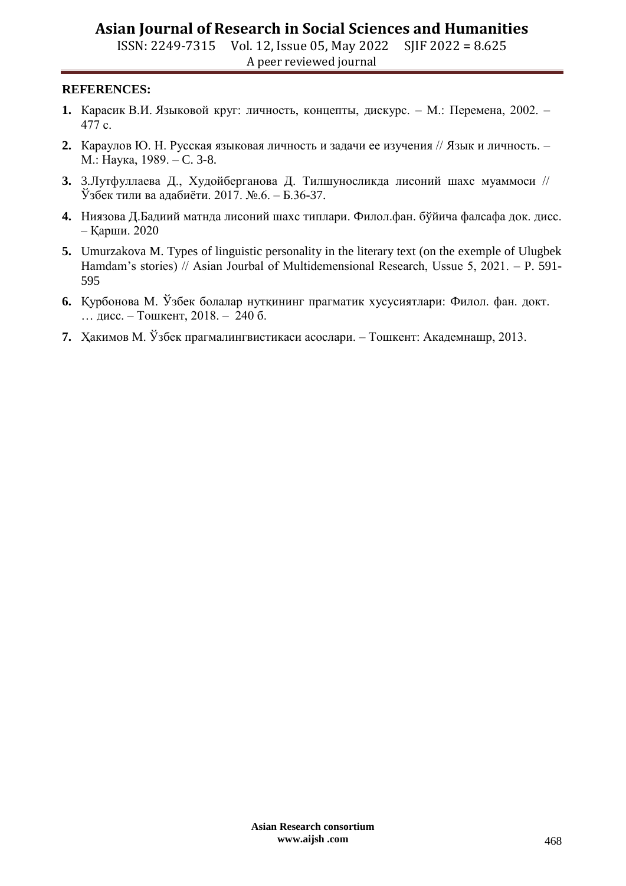**REFERENCES:**

1. Карасик В.И. Языковой круг: личность, концепты, дискурс. – М.: Перемена, 2002. – 477 с.
2. Караулов Ю. Н. Русская языковая личность и задачи ее изучения // Язык и личность. – М.: Наука, 1989. – С. 3-8.
3. З.Лутфуллаева Д., Худойберганова Д. Тилшуносликда лисоний шахс муаммоси // Ўзбек тили ва адабиёти. 2017. №.6. – Б.36-37.
4. Ниязова Д.Бадиий матнда лисоний шахс типлари. Филол.фан. бўйича фалсафа док. дисс. – Қарши. 2020
5. Umurzakova M. Types of linguistic personality in the literary text (on the exemple of Ulugbek Hamdam's stories) // Asian Jourbal of Multidemensional Research, Ussue 5, 2021. – P. 591-595
6. Қурбонова М. Ўзбек болалар нутқининг прагматик хусусиятлари: Филол. фан. докт. … дисс. – Тошкент, 2018. – 240 б.
7. Ҳакимов М. Ўзбек прагмалингвистикаси асослари. – Тошкент: Академнашр, 2013.